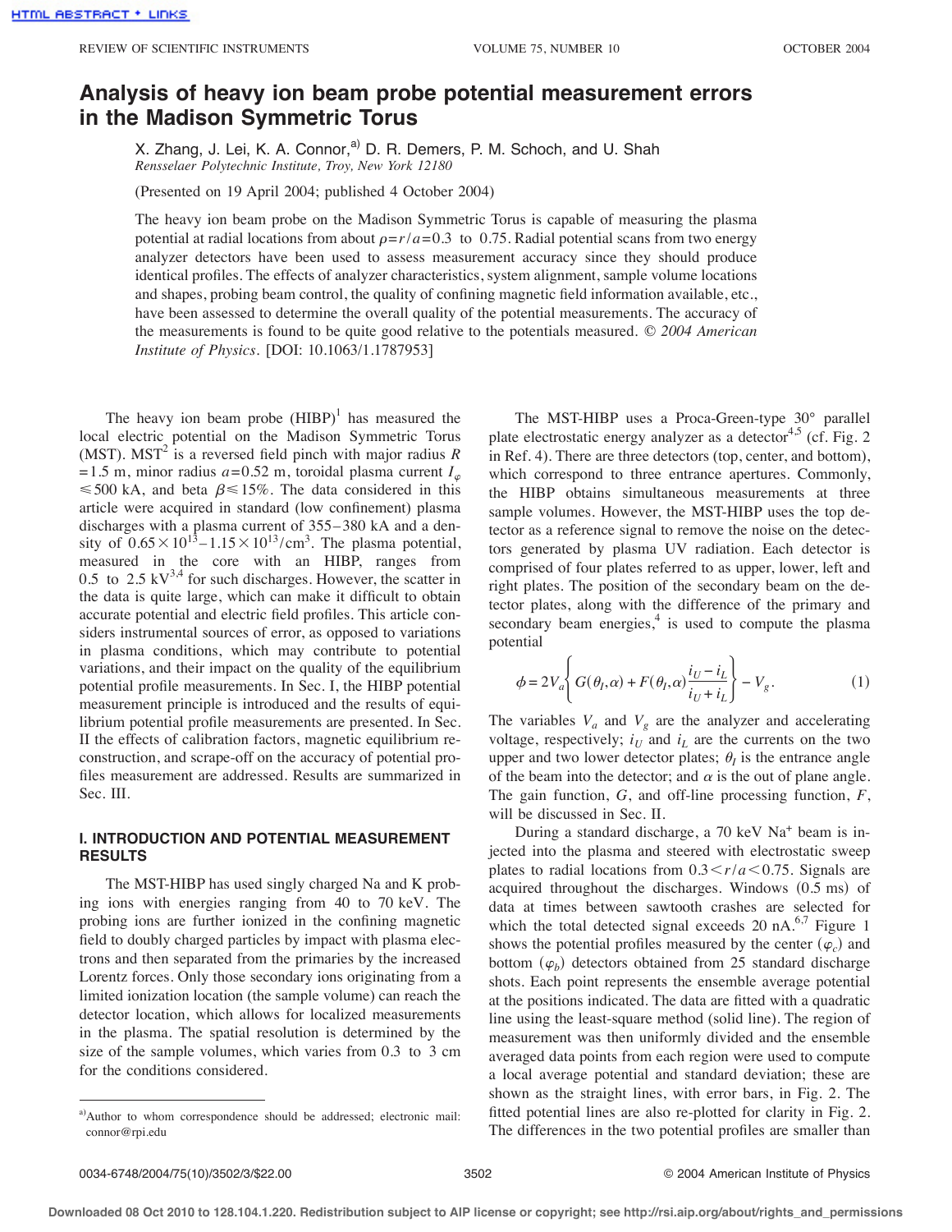# Analysis of heavy ion beam probe potential measurement errors in the Madison Symmetric Torus

X. Zhang, J. Lei, K. A. Connor,[a] D. R. Demers, P. M. Schoch, and U. Shah
*Rensselaer Polytechnic Institute, Troy, New York 12180*

(Presented on 19 April 2004; published 4 October 2004)

The heavy ion beam probe on the Madison Symmetric Torus is capable of measuring the plasma potential at radial locations from about $\rho=r/a=0.3$ to 0.75. Radial potential scans from two energy analyzer detectors have been used to assess measurement accuracy since they should produce identical profiles. The effects of analyzer characteristics, system alignment, sample volume locations and shapes, probing beam control, the quality of confining magnetic field information available, etc., have been assessed to determine the overall quality of the potential measurements. The accuracy of the measurements is found to be quite good relative to the potentials measured. © *2004 American Institute of Physics.* [DOI: 10.1063/1.1787953]

The heavy ion beam probe (HIBP)[1] has measured the local electric potential on the Madison Symmetric Torus (MST). MST[2] is a reversed field pinch with major radius $R=1.5$ m, minor radius $a=0.52$ m, toroidal plasma current $I_\varphi \leqslant 500$ kA, and beta $\beta \leqslant 15\%$. The data considered in this article were acquired in standard (low confinement) plasma discharges with a plasma current of 355–380 kA and a density of $0.65\times10^{13}-1.15\times10^{13}/\text{cm}^3$. The plasma potential, measured in the core with an HIBP, ranges from 0.5 to 2.5 kV[3,4] for such discharges. However, the scatter in the data is quite large, which can make it difficult to obtain accurate potential and electric field profiles. This article considers instrumental sources of error, as opposed to variations in plasma conditions, which may contribute to potential variations, and their impact on the quality of the equilibrium potential profile measurements. In Sec. I, the HIBP potential measurement principle is introduced and the results of equilibrium potential profile measurements are presented. In Sec. II the effects of calibration factors, magnetic equilibrium reconstruction, and scrape-off on the accuracy of potential profiles measurement are addressed. Results are summarized in Sec. III.

## I. INTRODUCTION AND POTENTIAL MEASUREMENT RESULTS

The MST-HIBP has used singly charged Na and K probing ions with energies ranging from 40 to 70 keV. The probing ions are further ionized in the confining magnetic field to doubly charged particles by impact with plasma electrons and then separated from the primaries by the increased Lorentz forces. Only those secondary ions originating from a limited ionization location (the sample volume) can reach the detector location, which allows for localized measurements in the plasma. The spatial resolution is determined by the size of the sample volumes, which varies from 0.3 to 3 cm for the conditions considered.

The MST-HIBP uses a Proca-Green-type 30° parallel plate electrostatic energy analyzer as a detector[4,5] (cf. Fig. 2 in Ref. 4). There are three detectors (top, center, and bottom), which correspond to three entrance apertures. Commonly, the HIBP obtains simultaneous measurements at three sample volumes. However, the MST-HIBP uses the top detector as a reference signal to remove the noise on the detectors generated by plasma UV radiation. Each detector is comprised of four plates referred to as upper, lower, left and right plates. The position of the secondary beam on the detector plates, along with the difference of the primary and secondary beam energies,[4] is used to compute the plasma potential

$$\phi = 2V_a\left\{G(\theta_I,\alpha)+F(\theta_I,\alpha)\frac{i_U-i_L}{i_U+i_L}\right\}-V_g. \quad (1)$$

The variables $V_a$ and $V_g$ are the analyzer and accelerating voltage, respectively; $i_U$ and $i_L$ are the currents on the two upper and two lower detector plates; $\theta_I$ is the entrance angle of the beam into the detector; and $\alpha$ is the out of plane angle. The gain function, $G$, and off-line processing function, $F$, will be discussed in Sec. II.

During a standard discharge, a 70 keV $Na^+$ beam is injected into the plasma and steered with electrostatic sweep plates to radial locations from $0.3<r/a<0.75$. Signals are acquired throughout the discharges. Windows (0.5 ms) of data at times between sawtooth crashes are selected for which the total detected signal exceeds 20 nA.[6,7] Figure 1 shows the potential profiles measured by the center ($\varphi_c$) and bottom ($\varphi_b$) detectors obtained from 25 standard discharge shots. Each point represents the ensemble average potential at the positions indicated. The data are fitted with a quadratic line using the least-square method (solid line). The region of measurement was then uniformly divided and the ensemble averaged data points from each region were used to compute a local average potential and standard deviation; these are shown as the straight lines, with error bars, in Fig. 2. The fitted potential lines are also re-plotted for clarity in Fig. 2. The differences in the two potential profiles are smaller than

[a]Author to whom correspondence should be addressed; electronic mail: connor@rpi.edu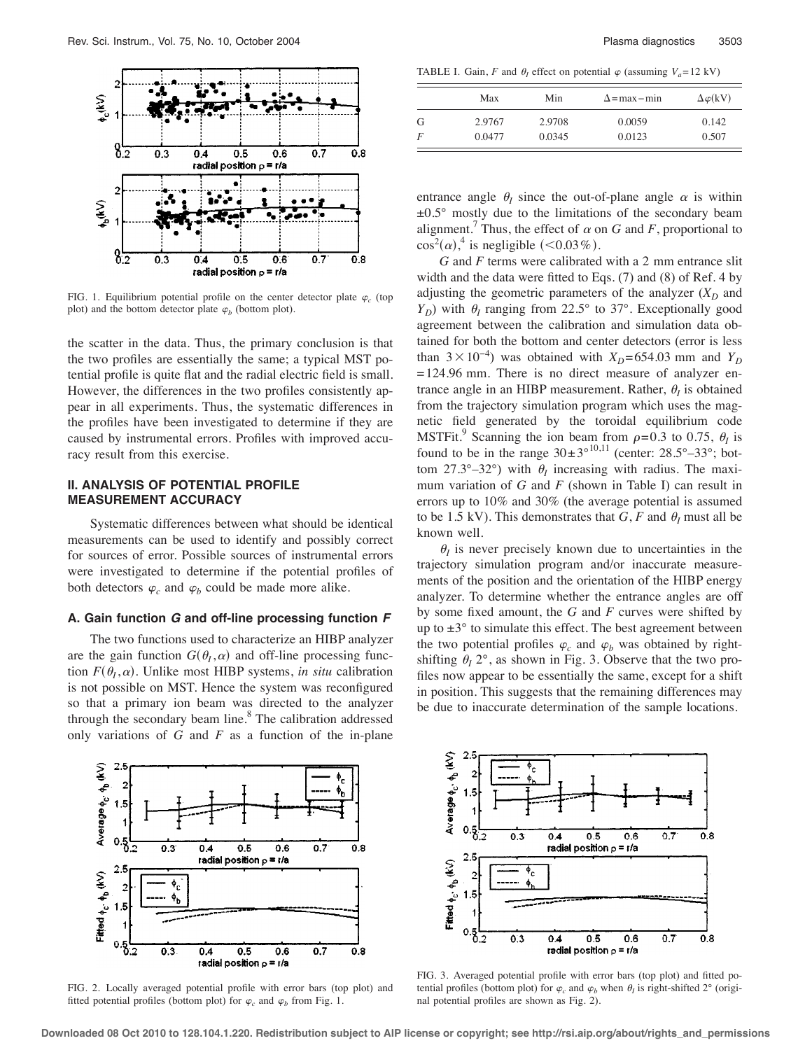FIG. 1. Equilibrium potential profile on the center detector plate $\varphi_c$ (top plot) and the bottom detector plate $\varphi_b$ (bottom plot).

the scatter in the data. Thus, the primary conclusion is that the two profiles are essentially the same; a typical MST potential profile is quite flat and the radial electric field is small. However, the differences in the two profiles consistently appear in all experiments. Thus, the systematic differences in the profiles have been investigated to determine if they are caused by instrumental errors. Profiles with improved accuracy result from this exercise.

## II. ANALYSIS OF POTENTIAL PROFILE MEASUREMENT ACCURACY

Systematic differences between what should be identical measurements can be used to identify and possibly correct for sources of error. Possible sources of instrumental errors were investigated to determine if the potential profiles of both detectors $\varphi_c$ and $\varphi_b$ could be made more alike.

### A. Gain function *G* and off-line processing function *F*

The two functions used to characterize an HIBP analyzer are the gain function $G(\theta_I, \alpha)$ and off-line processing function $F(\theta_I, \alpha)$. Unlike most HIBP systems, *in situ* calibration is not possible on MST. Hence the system was reconfigured so that a primary ion beam was directed to the analyzer through the secondary beam line.[8] The calibration addressed only variations of *G* and *F* as a function of the in-plane

FIG. 2. Locally averaged potential profile with error bars (top plot) and fitted potential profiles (bottom plot) for $\varphi_c$ and $\varphi_b$ from Fig. 1.

TABLE I. Gain, *F* and $\theta_I$ effect on potential $\varphi$ (assuming $V_a$=12 kV)

| | Max | Min | $\Delta$=max−min | $\Delta\varphi$(kV) |
|---|---|---|---|---|
| G | 2.9767 | 2.9708 | 0.0059 | 0.142 |
| *F* | 0.0477 | 0.0345 | 0.0123 | 0.507 |

entrance angle $\theta_I$ since the out-of-plane angle $\alpha$ is within ±0.5° mostly due to the limitations of the secondary beam alignment.[7] Thus, the effect of $\alpha$ on *G* and *F*, proportional to $\cos^2(\alpha)$,[4] is negligible (<0.03%).

*G* and *F* terms were calibrated with a 2 mm entrance slit width and the data were fitted to Eqs. (7) and (8) of Ref. 4 by adjusting the geometric parameters of the analyzer ($X_D$ and $Y_D$) with $\theta_I$ ranging from 22.5° to 37°. Exceptionally good agreement between the calibration and simulation data obtained for both the bottom and center detectors (error is less than $3\times10^{-4}$) was obtained with $X_D$=654.03 mm and $Y_D$=124.96 mm. There is no direct measure of analyzer entrance angle in an HIBP measurement. Rather, $\theta_I$ is obtained from the trajectory simulation program which uses the magnetic field generated by the toroidal equilibrium code MSTFit.[9] Scanning the ion beam from $\rho$=0.3 to 0.75, $\theta_I$ is found to be in the range 30±3°[10,11] (center: 28.5°–33°; bottom 27.3°–32°) with $\theta_I$ increasing with radius. The maximum variation of *G* and *F* (shown in Table I) can result in errors up to 10% and 30% (the average potential is assumed to be 1.5 kV). This demonstrates that *G*, *F* and $\theta_I$ must all be known well.

$\theta_I$ is never precisely known due to uncertainties in the trajectory simulation program and/or inaccurate measurements of the position and the orientation of the HIBP energy analyzer. To determine whether the entrance angles are off by some fixed amount, the *G* and *F* curves were shifted by up to ±3° to simulate this effect. The best agreement between the two potential profiles $\varphi_c$ and $\varphi_b$ was obtained by right-shifting $\theta_I$ 2°, as shown in Fig. 3. Observe that the two profiles now appear to be essentially the same, except for a shift in position. This suggests that the remaining differences may be due to inaccurate determination of the sample locations.

FIG. 3. Averaged potential profile with error bars (top plot) and fitted potential profiles (bottom plot) for $\varphi_c$ and $\varphi_b$ when $\theta_I$ is right-shifted 2° (original potential profiles are shown as Fig. 2).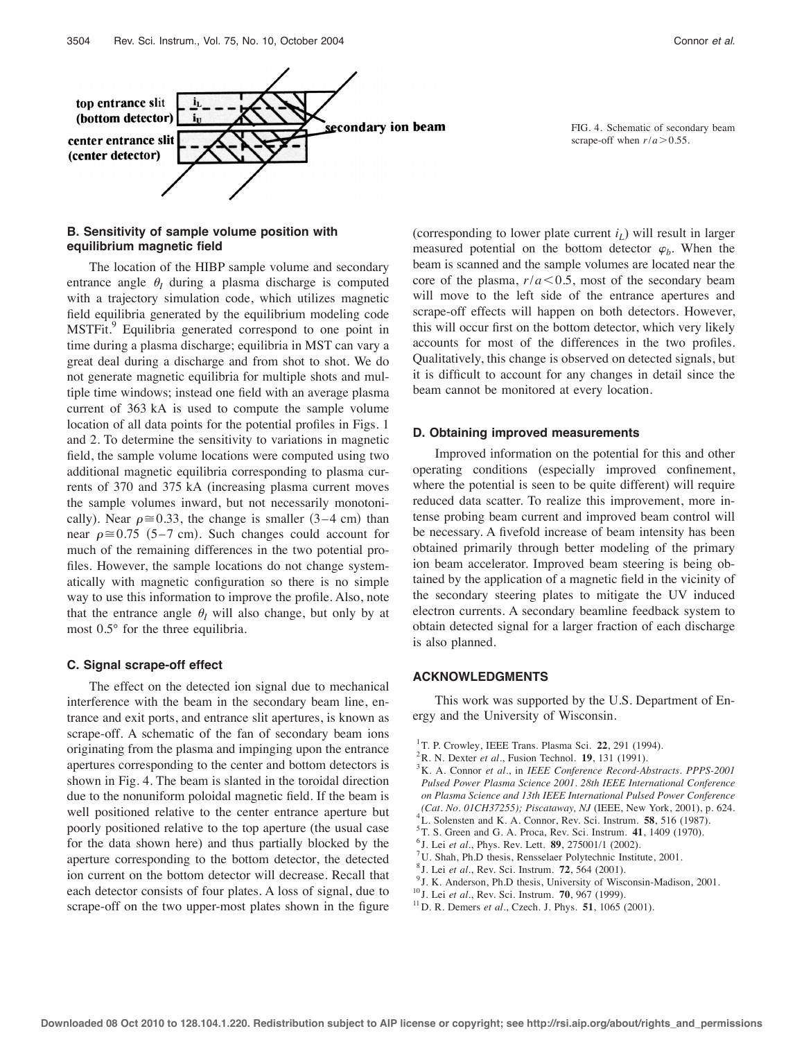top entrance slit
(bottom detector)
$i_L$
$i_U$
center entrance slit
(center detector)
secondary ion beam

FIG. 4. Schematic of secondary beam scrape-off when $r/a > 0.55$.

### B. Sensitivity of sample volume position with equilibrium magnetic field

The location of the HIBP sample volume and secondary entrance angle $\theta_I$ during a plasma discharge is computed with a trajectory simulation code, which utilizes magnetic field equilibria generated by the equilibrium modeling code MSTFit.[9] Equilibria generated correspond to one point in time during a plasma discharge; equilibria in MST can vary a great deal during a discharge and from shot to shot. We do not generate magnetic equilibria for multiple shots and multiple time windows; instead one field with an average plasma current of 363 kA is used to compute the sample volume location of all data points for the potential profiles in Figs. 1 and 2. To determine the sensitivity to variations in magnetic field, the sample volume locations were computed using two additional magnetic equilibria corresponding to plasma currents of 370 and 375 kA (increasing plasma current moves the sample volumes inward, but not necessarily monotonically). Near $\rho \cong 0.33$, the change is smaller (3–4 cm) than near $\rho \cong 0.75$ (5–7 cm). Such changes could account for much of the remaining differences in the two potential profiles. However, the sample locations do not change systematically with magnetic configuration so there is no simple way to use this information to improve the profile. Also, note that the entrance angle $\theta_I$ will also change, but only by at most 0.5° for the three equilibria.

### C. Signal scrape-off effect

The effect on the detected ion signal due to mechanical interference with the beam in the secondary beam line, entrance and exit ports, and entrance slit apertures, is known as scrape-off. A schematic of the fan of secondary beam ions originating from the plasma and impinging upon the entrance apertures corresponding to the center and bottom detectors is shown in Fig. 4. The beam is slanted in the toroidal direction due to the nonuniform poloidal magnetic field. If the beam is well positioned relative to the center entrance aperture but poorly positioned relative to the top aperture (the usual case for the data shown here) and thus partially blocked by the aperture corresponding to the bottom detector, the detected ion current on the bottom detector will decrease. Recall that each detector consists of four plates. A loss of signal, due to scrape-off on the two upper-most plates shown in the figure (corresponding to lower plate current $i_L$) will result in larger measured potential on the bottom detector $\varphi_b$. When the beam is scanned and the sample volumes are located near the core of the plasma, $r/a < 0.5$, most of the secondary beam will move to the left side of the entrance apertures and scrape-off effects will happen on both detectors. However, this will occur first on the bottom detector, which very likely accounts for most of the differences in the two profiles. Qualitatively, this change is observed on detected signals, but it is difficult to account for any changes in detail since the beam cannot be monitored at every location.

### D. Obtaining improved measurements

Improved information on the potential for this and other operating conditions (especially improved confinement, where the potential is seen to be quite different) will require reduced data scatter. To realize this improvement, more intense probing beam current and improved beam control will be necessary. A fivefold increase of beam intensity has been obtained primarily through better modeling of the primary ion beam accelerator. Improved beam steering is being obtained by the application of a magnetic field in the vicinity of the secondary steering plates to mitigate the UV induced electron currents. A secondary beamline feedback system to obtain detected signal for a larger fraction of each discharge is also planned.

## ACKNOWLEDGMENTS

This work was supported by the U.S. Department of Energy and the University of Wisconsin.

[1] T. P. Crowley, IEEE Trans. Plasma Sci. **22**, 291 (1994).
[2] R. N. Dexter *et al*., Fusion Technol. **19**, 131 (1991).
[3] K. A. Connor *et al*., in *IEEE Conference Record-Abstracts. PPPS-2001 Pulsed Power Plasma Science 2001. 28th IEEE International Conference on Plasma Science and 13th IEEE International Pulsed Power Conference (Cat. No. 01CH37255); Piscataway, NJ* (IEEE, New York, 2001), p. 624.
[4] L. Solensten and K. A. Connor, Rev. Sci. Instrum. **58**, 516 (1987).
[5] T. S. Green and G. A. Proca, Rev. Sci. Instrum. **41**, 1409 (1970).
[6] J. Lei *et al*., Phys. Rev. Lett. **89**, 275001/1 (2002).
[7] U. Shah, Ph.D thesis, Rensselaer Polytechnic Institute, 2001.
[8] J. Lei *et al*., Rev. Sci. Instrum. **72**, 564 (2001).
[9] J. K. Anderson, Ph.D thesis, University of Wisconsin-Madison, 2001.
[10] J. Lei *et al*., Rev. Sci. Instrum. **70**, 967 (1999).
[11] D. R. Demers *et al*., Czech. J. Phys. **51**, 1065 (2001).